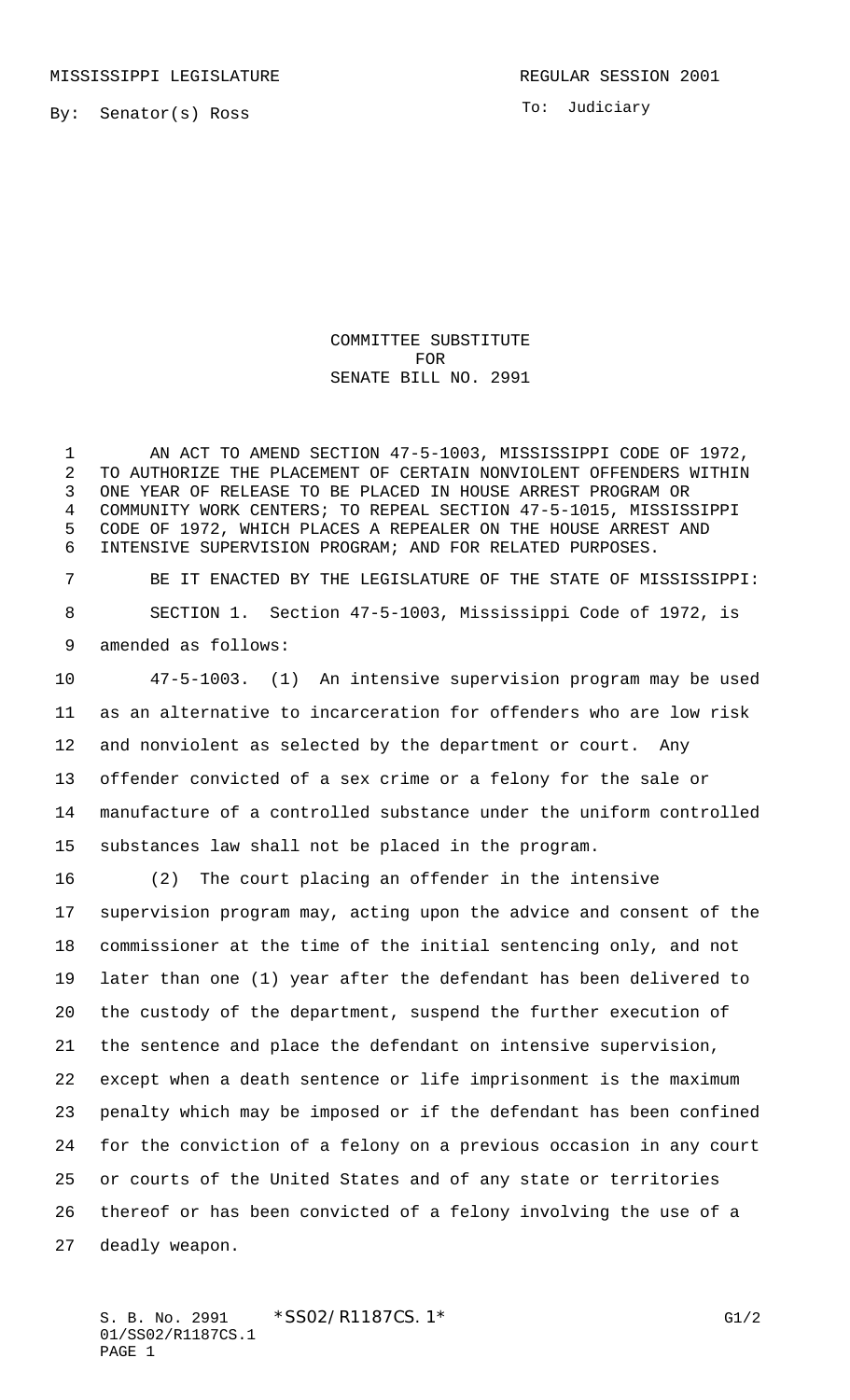MISSISSIPPI LEGISLATURE

REGULAR SESSION 2001

By: Senator(s) Ross

To: Judiciary

# COMMITTEE SUBSTITUTE FOR SENATE BILL NO. 2991

AN ACT TO AMEND SECTION 47-5-1003, MISSISSIPPI CODE OF 1972, TO AUTHORIZE THE PLACEMENT OF CERTAIN NONVIOLENT OFFENDERS WITHIN ONE YEAR OF RELEASE TO BE PLACED IN HOUSE ARREST PROGRAM OR COMMUNITY WORK CENTERS; TO REPEAL SECTION 47-5-1015, MISSISSIPPI CODE OF 1972, WHICH PLACES A REPEALER ON THE HOUSE ARREST AND INTENSIVE SUPERVISION PROGRAM; AND FOR RELATED PURPOSES.

BE IT ENACTED BY THE LEGISLATURE OF THE STATE OF MISSISSIPPI:

SECTION 1. Section 47-5-1003, Mississippi Code of 1972, is amended as follows:

47-5-1003. (1) An intensive supervision program may be used as an alternative to incarceration for offenders who are low risk and nonviolent as selected by the department or court. Any offender convicted of a sex crime or a felony for the sale or manufacture of a controlled substance under the uniform controlled substances law shall not be placed in the program.

(2) The court placing an offender in the intensive supervision program may, acting upon the advice and consent of the commissioner at the time of the initial sentencing only, and not later than one (1) year after the defendant has been delivered to the custody of the department, suspend the further execution of the sentence and place the defendant on intensive supervision, except when a death sentence or life imprisonment is the maximum penalty which may be imposed or if the defendant has been confined for the conviction of a felony on a previous occasion in any court or courts of the United States and of any state or territories thereof or has been convicted of a felony involving the use of a deadly weapon.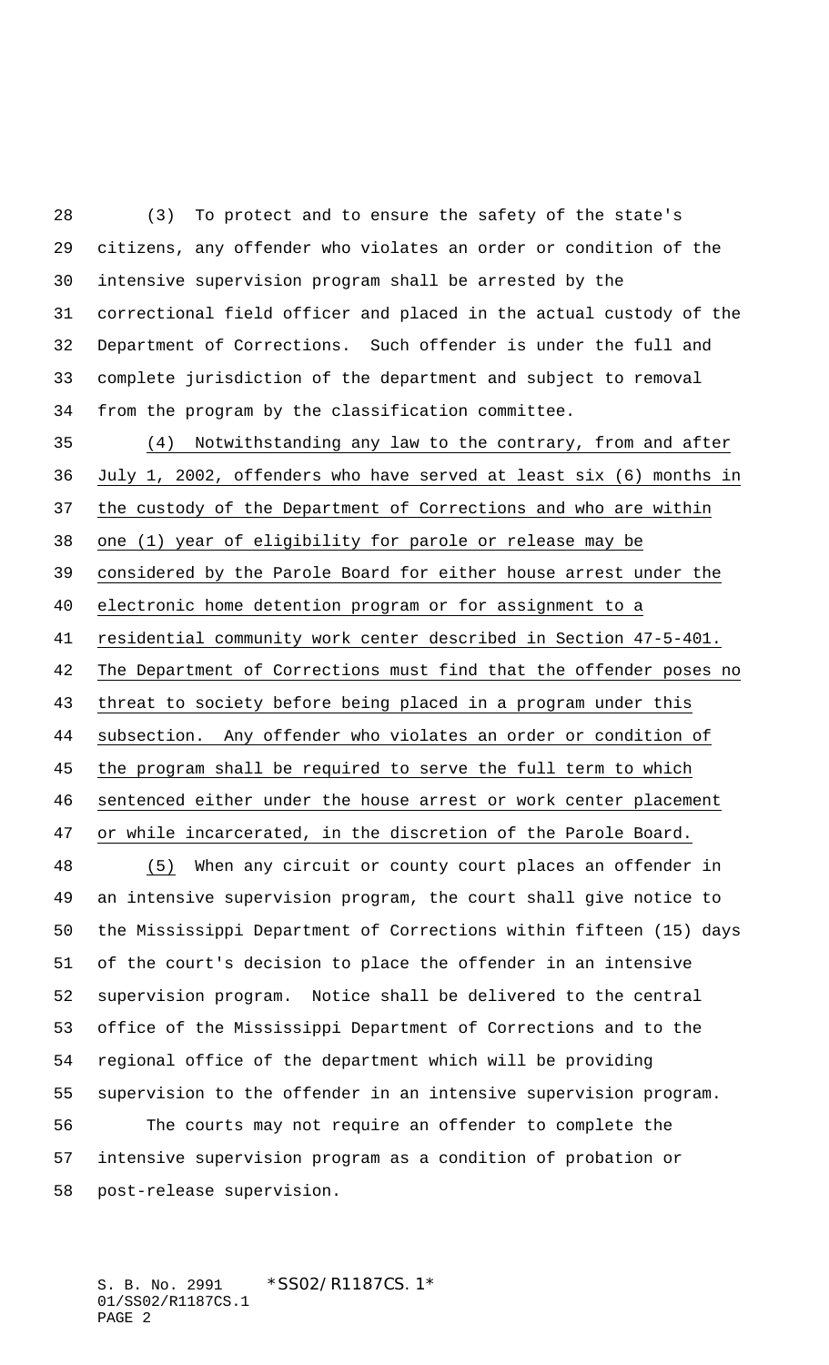(3) To protect and to ensure the safety of the state's citizens, any offender who violates an order or condition of the intensive supervision program shall be arrested by the correctional field officer and placed in the actual custody of the Department of Corrections. Such offender is under the full and complete jurisdiction of the department and subject to removal from the program by the classification committee.

(4) Notwithstanding any law to the contrary, from and after July 1, 2002, offenders who have served at least six (6) months in the custody of the Department of Corrections and who are within one (1) year of eligibility for parole or release may be considered by the Parole Board for either house arrest under the electronic home detention program or for assignment to a residential community work center described in Section 47-5-401. The Department of Corrections must find that the offender poses no threat to society before being placed in a program under this subsection. Any offender who violates an order or condition of the program shall be required to serve the full term to which sentenced either under the house arrest or work center placement or while incarcerated, in the discretion of the Parole Board.

(5) When any circuit or county court places an offender in an intensive supervision program, the court shall give notice to the Mississippi Department of Corrections within fifteen (15) days of the court's decision to place the offender in an intensive supervision program. Notice shall be delivered to the central office of the Mississippi Department of Corrections and to the regional office of the department which will be providing supervision to the offender in an intensive supervision program.

The courts may not require an offender to complete the intensive supervision program as a condition of probation or post-release supervision.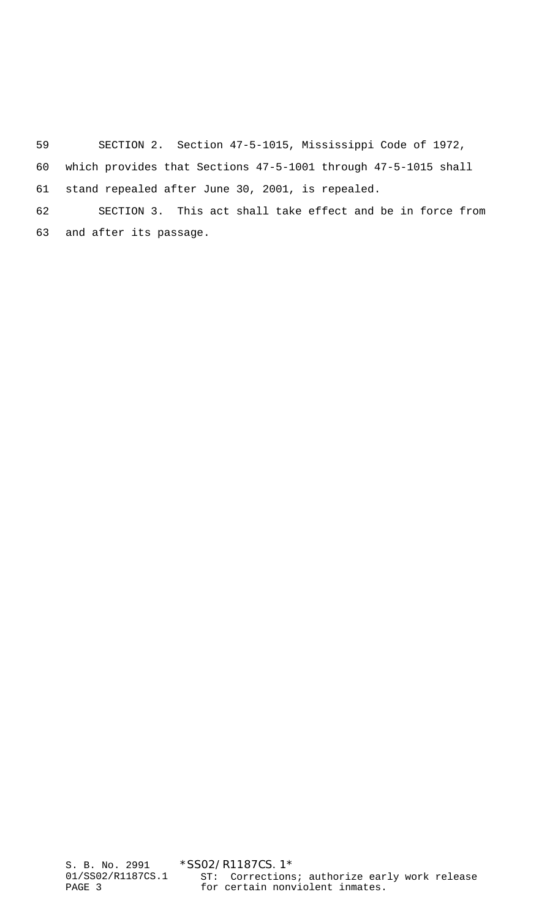SECTION 2. Section 47-5-1015, Mississippi Code of 1972, which provides that Sections 47-5-1001 through 47-5-1015 shall stand repealed after June 30, 2001, is repealed.

SECTION 3. This act shall take effect and be in force from and after its passage.